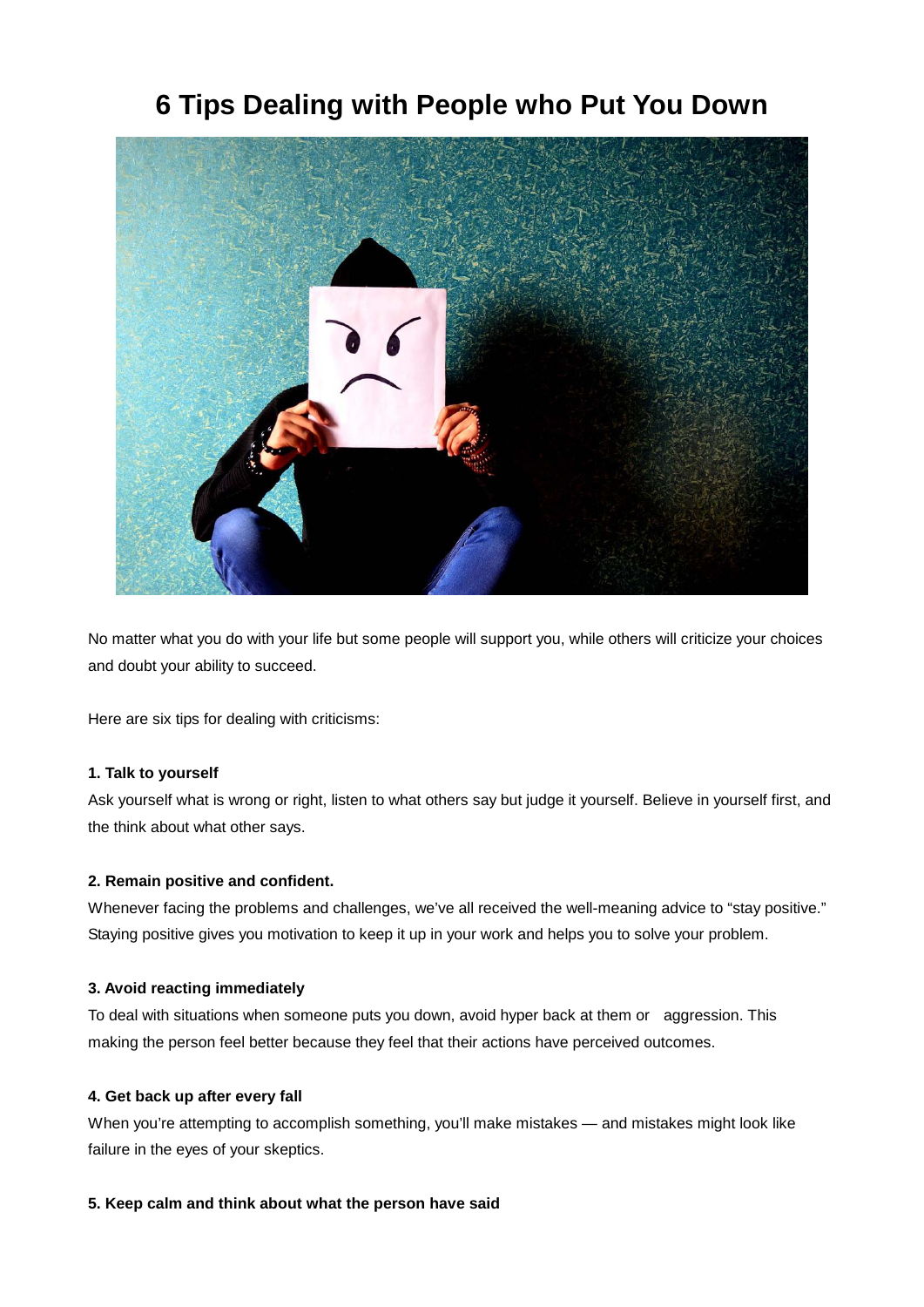# 6 Tips Dealing with People who Put You Down

No matter what you do with your life but some people will support you, while others will criticize your choices and doubt your ability to succeed.

Here are six tips for dealing with criticisms:

**1. Talk to yourself**

Ask yourself what is wrong or right, listen to what others say but judge it yourself. Believe in yourself first, and the think about what other says.

**2. Remain positive and confident.**

Whenever facing the problems and challenges, we've all received the well-meaning advice to "stay positive." Staying positive gives you motivation to keep it up in your work and helps you to solve your problem.

**3. Avoid reacting immediately**

To deal with situations when someone puts you down, avoid hyper back at them or aggression. This making the person feel better because they feel that their actions have perceived outcomes.

**4. Get back up after every fall**

When you're attempting to accomplish something, you'll make mistakes — and mistakes might look like failure in the eyes of your skeptics.

**5. Keep calm and think about what the person have said**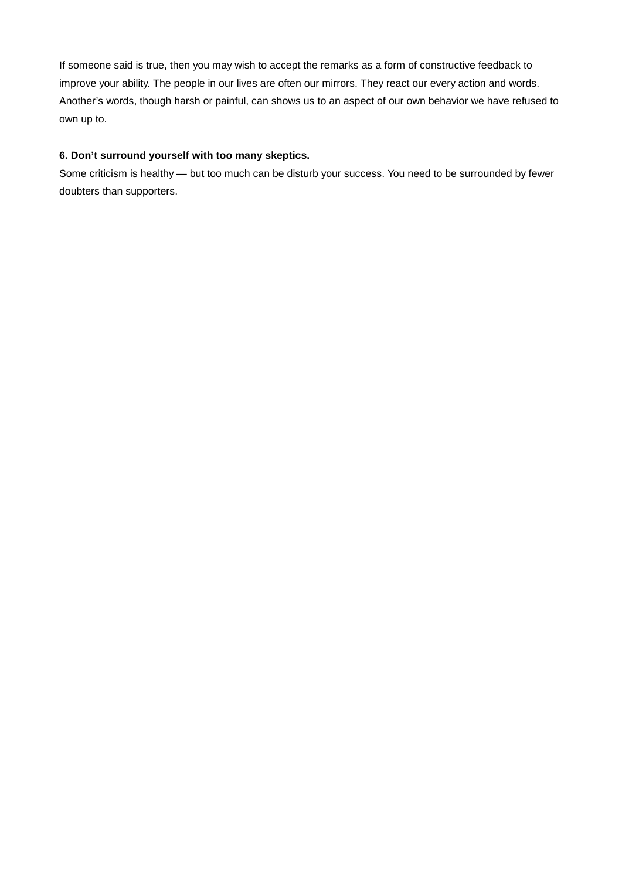If someone said is true, then you may wish to accept the remarks as a form of constructive feedback to improve your ability. The people in our lives are often our mirrors. They react our every action and words. Another's words, though harsh or painful, can shows us to an aspect of our own behavior we have refused to own up to.

**6. Don't surround yourself with too many skeptics.**

Some criticism is healthy — but too much can be disturb your success. You need to be surrounded by fewer doubters than supporters.